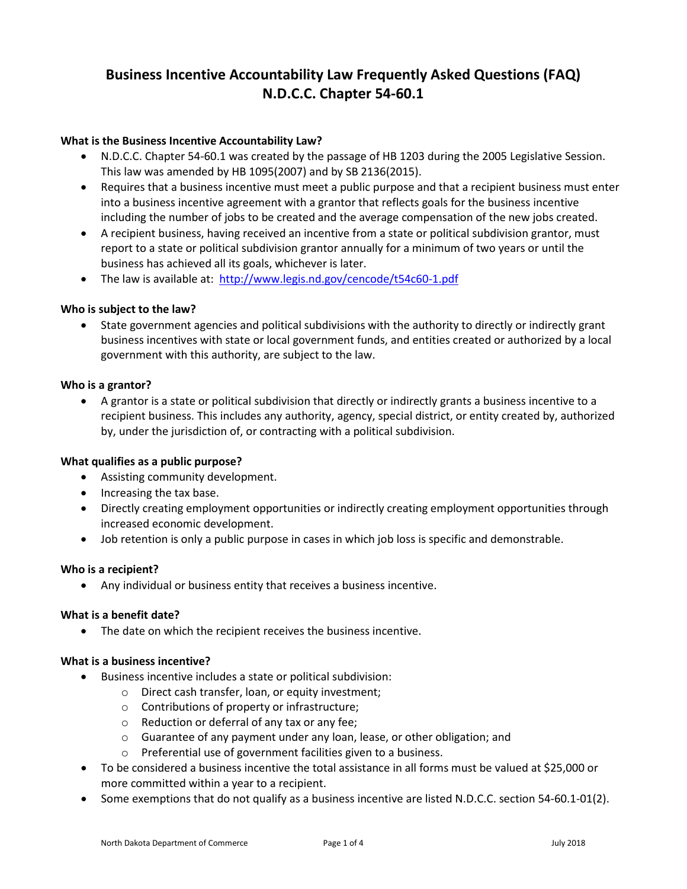# Business Incentive Accountability Law Frequently Asked Questions (FAQ)
# N.D.C.C. Chapter 54-60.1

**What is the Business Incentive Accountability Law?**

- N.D.C.C. Chapter 54-60.1 was created by the passage of HB 1203 during the 2005 Legislative Session. This law was amended by HB 1095(2007) and by SB 2136(2015).
- Requires that a business incentive must meet a public purpose and that a recipient business must enter into a business incentive agreement with a grantor that reflects goals for the business incentive including the number of jobs to be created and the average compensation of the new jobs created.
- A recipient business, having received an incentive from a state or political subdivision grantor, must report to a state or political subdivision grantor annually for a minimum of two years or until the business has achieved all its goals, whichever is later.
- The law is available at: http://www.legis.nd.gov/cencode/t54c60-1.pdf

**Who is subject to the law?**

- State government agencies and political subdivisions with the authority to directly or indirectly grant business incentives with state or local government funds, and entities created or authorized by a local government with this authority, are subject to the law.

**Who is a grantor?**

- A grantor is a state or political subdivision that directly or indirectly grants a business incentive to a recipient business. This includes any authority, agency, special district, or entity created by, authorized by, under the jurisdiction of, or contracting with a political subdivision.

**What qualifies as a public purpose?**

- Assisting community development.
- Increasing the tax base.
- Directly creating employment opportunities or indirectly creating employment opportunities through increased economic development.
- Job retention is only a public purpose in cases in which job loss is specific and demonstrable.

**Who is a recipient?**

- Any individual or business entity that receives a business incentive.

**What is a benefit date?**

- The date on which the recipient receives the business incentive.

**What is a business incentive?**

- Business incentive includes a state or political subdivision:
  - Direct cash transfer, loan, or equity investment;
  - Contributions of property or infrastructure;
  - Reduction or deferral of any tax or any fee;
  - Guarantee of any payment under any loan, lease, or other obligation; and
  - Preferential use of government facilities given to a business.
- To be considered a business incentive the total assistance in all forms must be valued at $25,000 or more committed within a year to a recipient.
- Some exemptions that do not qualify as a business incentive are listed N.D.C.C. section 54-60.1-01(2).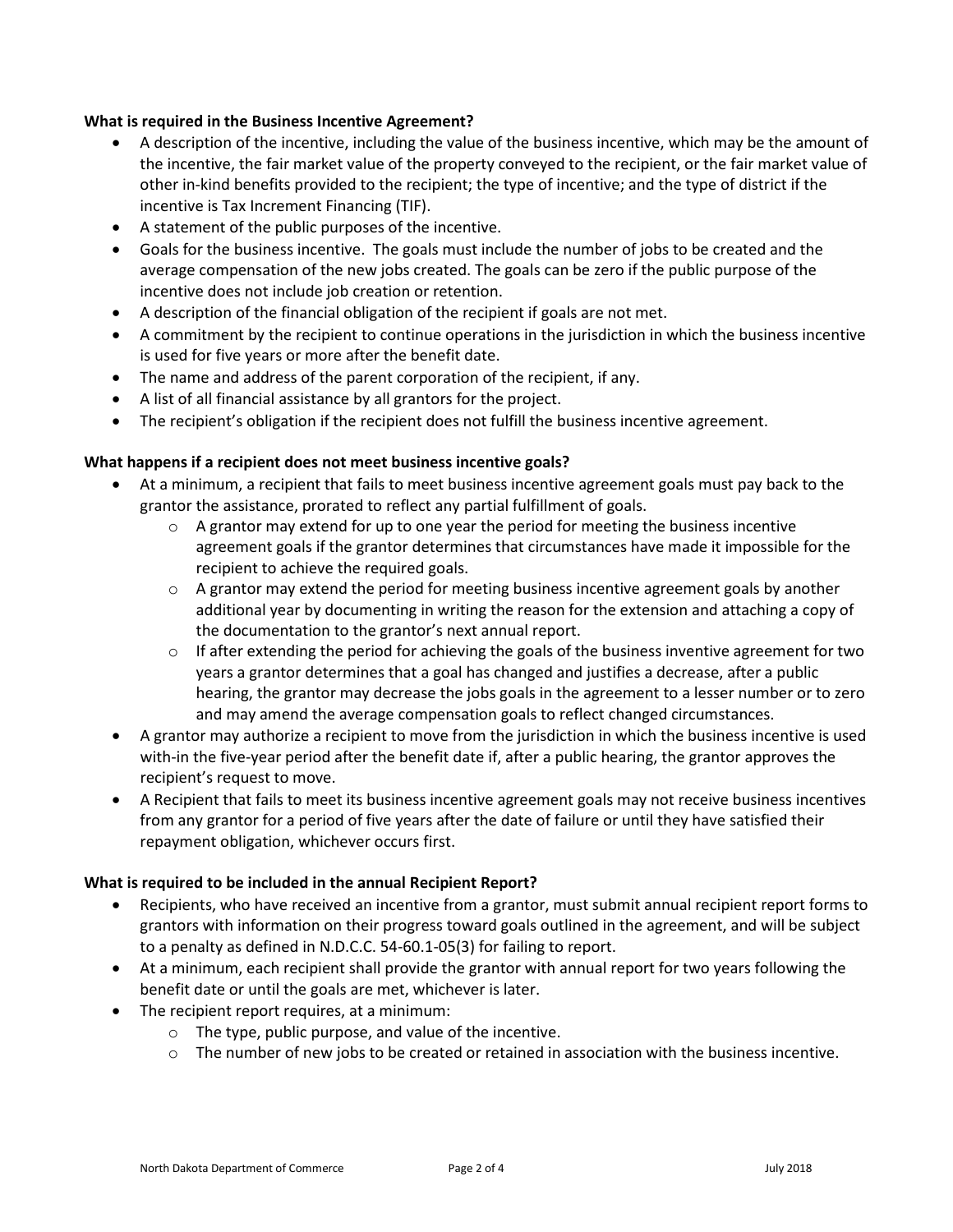**What is required in the Business Incentive Agreement?**

- A description of the incentive, including the value of the business incentive, which may be the amount of the incentive, the fair market value of the property conveyed to the recipient, or the fair market value of other in-kind benefits provided to the recipient; the type of incentive; and the type of district if the incentive is Tax Increment Financing (TIF).
- A statement of the public purposes of the incentive.
- Goals for the business incentive. The goals must include the number of jobs to be created and the average compensation of the new jobs created. The goals can be zero if the public purpose of the incentive does not include job creation or retention.
- A description of the financial obligation of the recipient if goals are not met.
- A commitment by the recipient to continue operations in the jurisdiction in which the business incentive is used for five years or more after the benefit date.
- The name and address of the parent corporation of the recipient, if any.
- A list of all financial assistance by all grantors for the project.
- The recipient's obligation if the recipient does not fulfill the business incentive agreement.

**What happens if a recipient does not meet business incentive goals?**

- At a minimum, a recipient that fails to meet business incentive agreement goals must pay back to the grantor the assistance, prorated to reflect any partial fulfillment of goals.
  - A grantor may extend for up to one year the period for meeting the business incentive agreement goals if the grantor determines that circumstances have made it impossible for the recipient to achieve the required goals.
  - A grantor may extend the period for meeting business incentive agreement goals by another additional year by documenting in writing the reason for the extension and attaching a copy of the documentation to the grantor's next annual report.
  - If after extending the period for achieving the goals of the business inventive agreement for two years a grantor determines that a goal has changed and justifies a decrease, after a public hearing, the grantor may decrease the jobs goals in the agreement to a lesser number or to zero and may amend the average compensation goals to reflect changed circumstances.
- A grantor may authorize a recipient to move from the jurisdiction in which the business incentive is used with-in the five-year period after the benefit date if, after a public hearing, the grantor approves the recipient's request to move.
- A Recipient that fails to meet its business incentive agreement goals may not receive business incentives from any grantor for a period of five years after the date of failure or until they have satisfied their repayment obligation, whichever occurs first.

**What is required to be included in the annual Recipient Report?**

- Recipients, who have received an incentive from a grantor, must submit annual recipient report forms to grantors with information on their progress toward goals outlined in the agreement, and will be subject to a penalty as defined in N.D.C.C. 54-60.1-05(3) for failing to report.
- At a minimum, each recipient shall provide the grantor with annual report for two years following the benefit date or until the goals are met, whichever is later.
- The recipient report requires, at a minimum:
  - The type, public purpose, and value of the incentive.
  - The number of new jobs to be created or retained in association with the business incentive.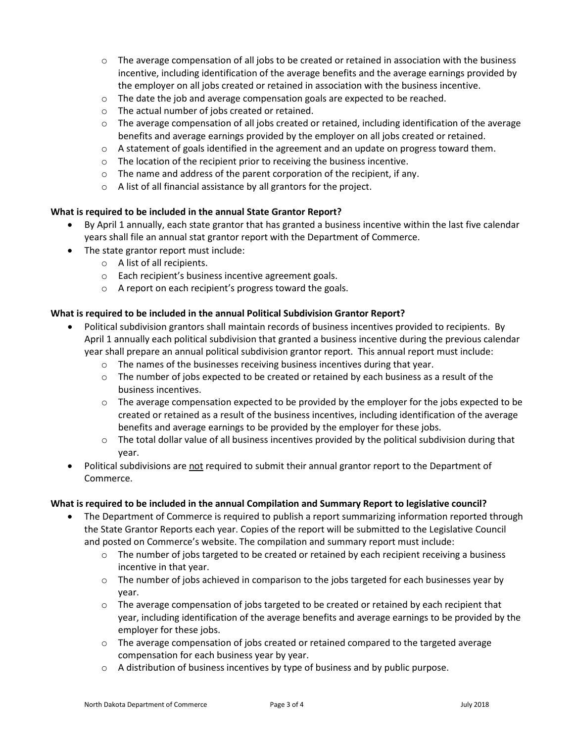- The average compensation of all jobs to be created or retained in association with the business incentive, including identification of the average benefits and the average earnings provided by the employer on all jobs created or retained in association with the business incentive.
  - The date the job and average compensation goals are expected to be reached.
  - The actual number of jobs created or retained.
  - The average compensation of all jobs created or retained, including identification of the average benefits and average earnings provided by the employer on all jobs created or retained.
  - A statement of goals identified in the agreement and an update on progress toward them.
  - The location of the recipient prior to receiving the business incentive.
  - The name and address of the parent corporation of the recipient, if any.
  - A list of all financial assistance by all grantors for the project.

**What is required to be included in the annual State Grantor Report?**

- By April 1 annually, each state grantor that has granted a business incentive within the last five calendar years shall file an annual stat grantor report with the Department of Commerce.
- The state grantor report must include:
  - A list of all recipients.
  - Each recipient's business incentive agreement goals.
  - A report on each recipient's progress toward the goals.

**What is required to be included in the annual Political Subdivision Grantor Report?**

- Political subdivision grantors shall maintain records of business incentives provided to recipients. By April 1 annually each political subdivision that granted a business incentive during the previous calendar year shall prepare an annual political subdivision grantor report. This annual report must include:
  - The names of the businesses receiving business incentives during that year.
  - The number of jobs expected to be created or retained by each business as a result of the business incentives.
  - The average compensation expected to be provided by the employer for the jobs expected to be created or retained as a result of the business incentives, including identification of the average benefits and average earnings to be provided by the employer for these jobs.
  - The total dollar value of all business incentives provided by the political subdivision during that year.
- Political subdivisions are <u>not</u> required to submit their annual grantor report to the Department of Commerce.

**What is required to be included in the annual Compilation and Summary Report to legislative council?**

- The Department of Commerce is required to publish a report summarizing information reported through the State Grantor Reports each year. Copies of the report will be submitted to the Legislative Council and posted on Commerce's website. The compilation and summary report must include:
  - The number of jobs targeted to be created or retained by each recipient receiving a business incentive in that year.
  - The number of jobs achieved in comparison to the jobs targeted for each businesses year by year.
  - The average compensation of jobs targeted to be created or retained by each recipient that year, including identification of the average benefits and average earnings to be provided by the employer for these jobs.
  - The average compensation of jobs created or retained compared to the targeted average compensation for each business year by year.
  - A distribution of business incentives by type of business and by public purpose.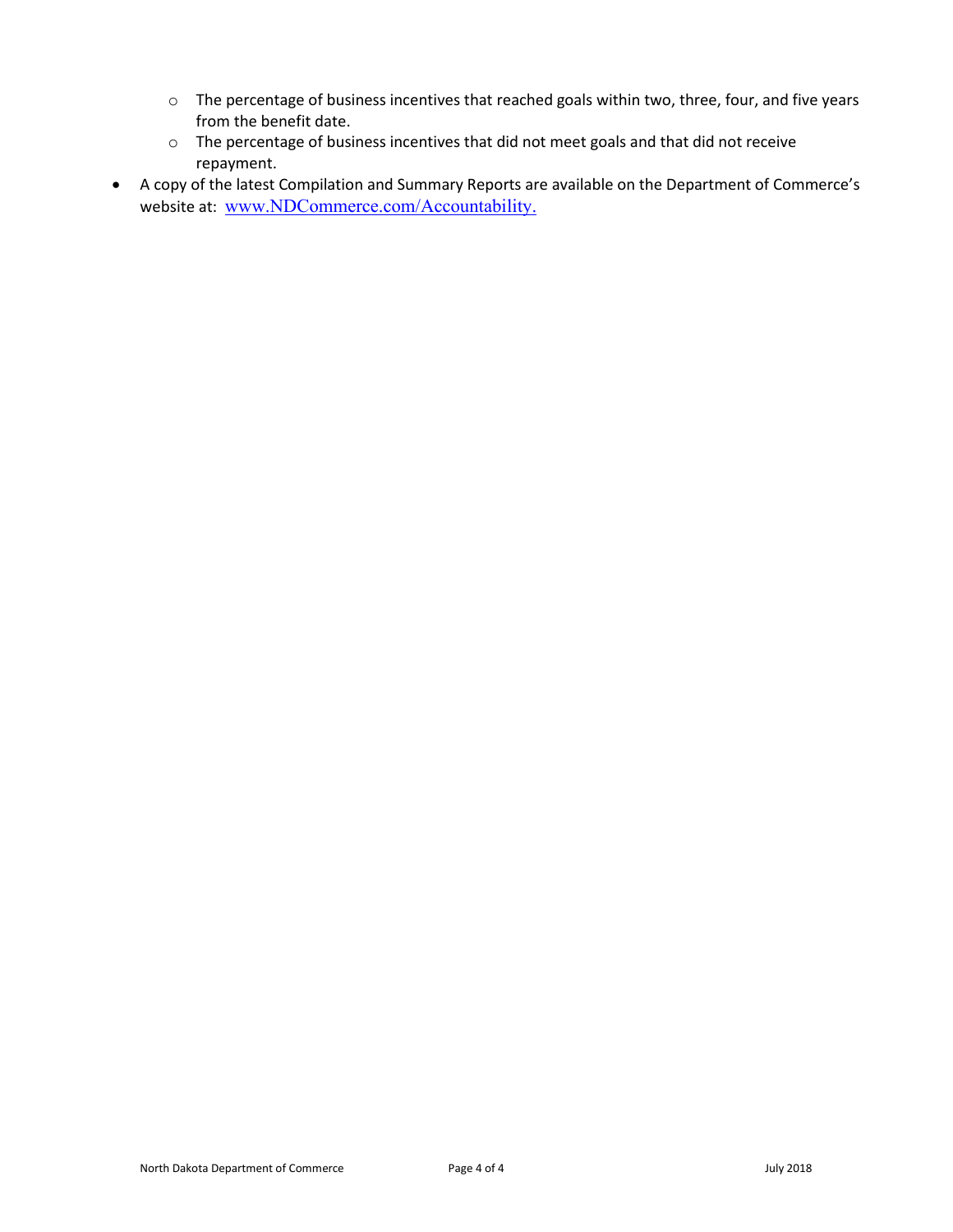- The percentage of business incentives that reached goals within two, three, four, and five years from the benefit date.
  - The percentage of business incentives that did not meet goals and that did not receive repayment.
- A copy of the latest Compilation and Summary Reports are available on the Department of Commerce's website at: www.NDCommerce.com/Accountability.